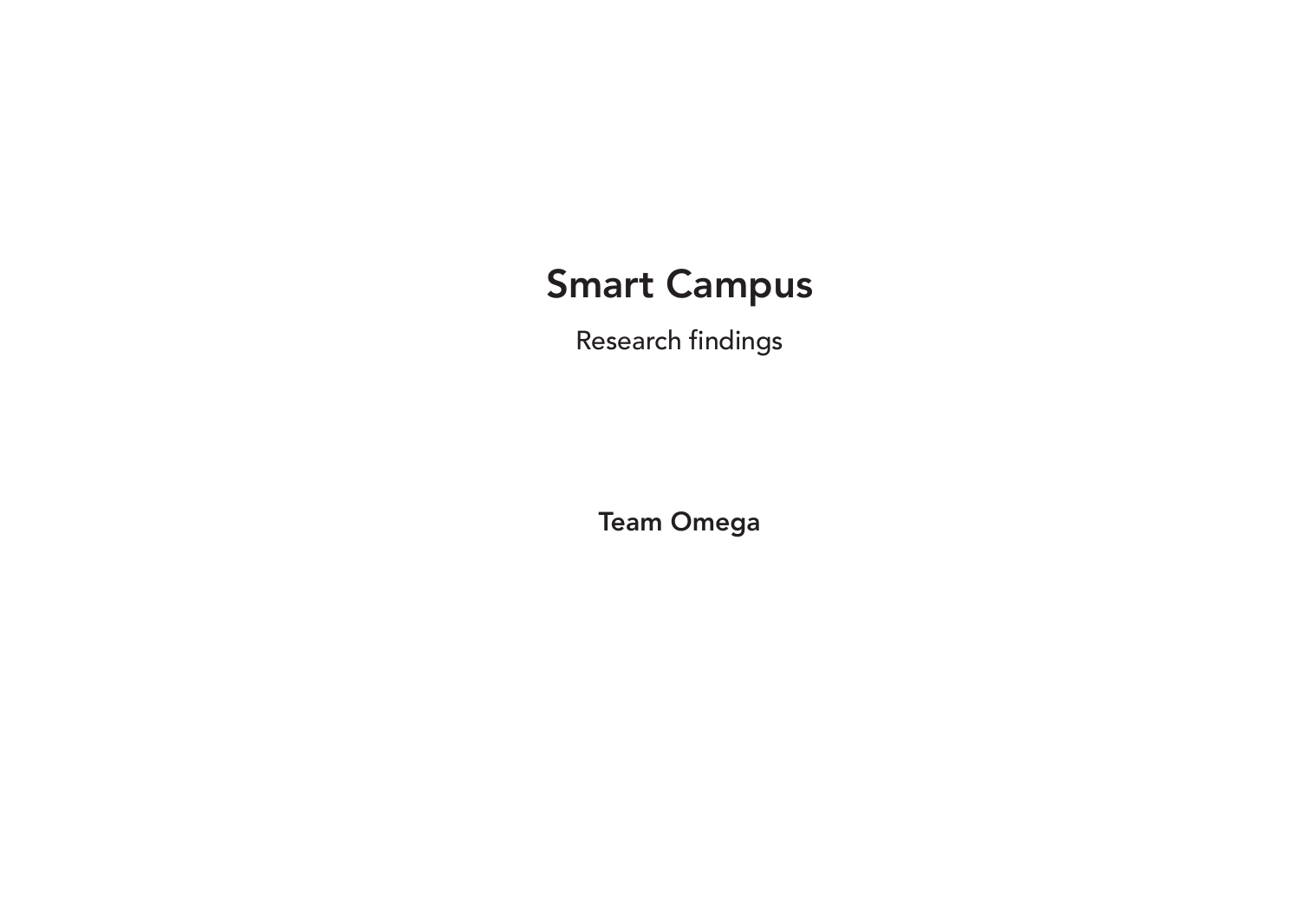# Smart Campus

Research findings

**Team Omega**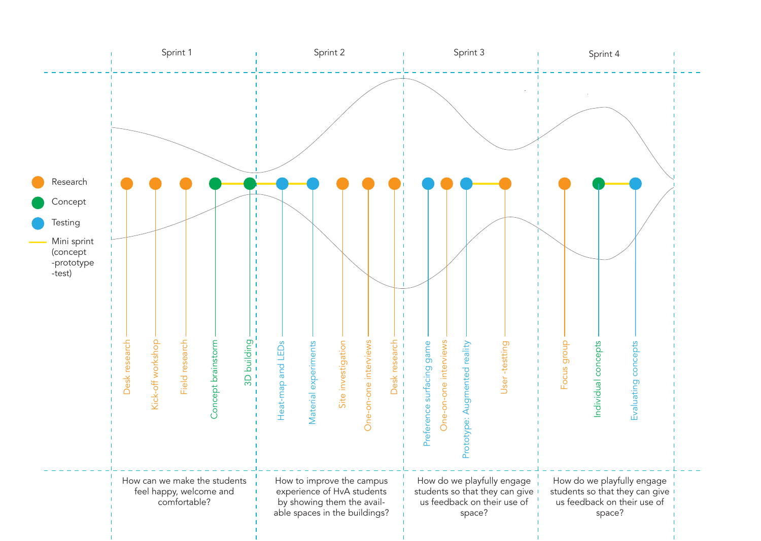| | Sprint 1 | Sprint 2 | Sprint 3 | Sprint 4 |
|---|---|---|---|---|
| Activities | Desk research, Kick-off workshop, Field research, Concept brainstorm, 3D building | Heat-map and LEDs, Material experiments, Site investigation, One-on-one interviews, Desk research | Preference surfacing game, One-on-one interviews, Prototype: Augmented reality, User-testing | Focus group, Individual concepts, Evaluating concepts |
| Question | How can we make the students feel happy, welcome and comfortable? | How to improve the campus experience of HvA students by showing them the available spaces in the buildings? | How do we playfully engage students so that they can give us feedback on their use of space? | How do we playfully engage students so that they can give us feedback on their use of space? |

Legend:

- Research
- Concept
- Testing
- Mini sprint (concept -prototype -test)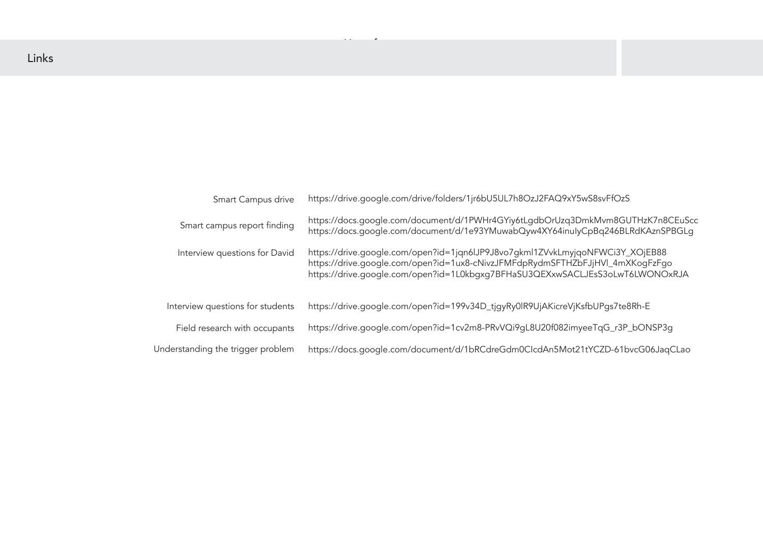# Links

| | |
|---|---|
| Smart Campus drive | https://drive.google.com/drive/folders/1jr6bU5UL7h8OzJ2FAQ9xY5wS8svFfOzS |
| Smart campus report finding | https://docs.google.com/document/d/1PWHr4GYiy6tLgdbOrUzq3DmkMvm8GUTHzK7n8CEuScc<br>https://docs.google.com/document/d/1e93YMuwabQyw4XY64inuIyCpBq246BLRdKAznSPBGLg |
| Interview questions for David | https://drive.google.com/open?id=1jqn6lJP9J8vo7gkml1ZVvkLmyjqoNFWCi3Y_XOjEB88<br>https://drive.google.com/open?id=1ux8-cNivzJFMFdpRydmSFTHZbFJjHVl_4mXKogFzFgo<br>https://drive.google.com/open?id=1L0kbgxg7BFHaSU3QEXxwSACLJEsS3oLwT6LWONOxRJA |
| Interview questions for students | https://drive.google.com/open?id=199v34D_tjgyRy0lR9UjAKicreVjKsfbUPgs7te8Rh-E |
| Field research with occupants | https://drive.google.com/open?id=1cv2m8-PRvVQi9gL8U20f082imyeeTqG_r3P_bONSP3g |
| Understanding the trigger problem | https://docs.google.com/document/d/1bRCdreGdm0CIcdAn5Mot21tYCZD-61bvcG06JaqCLao |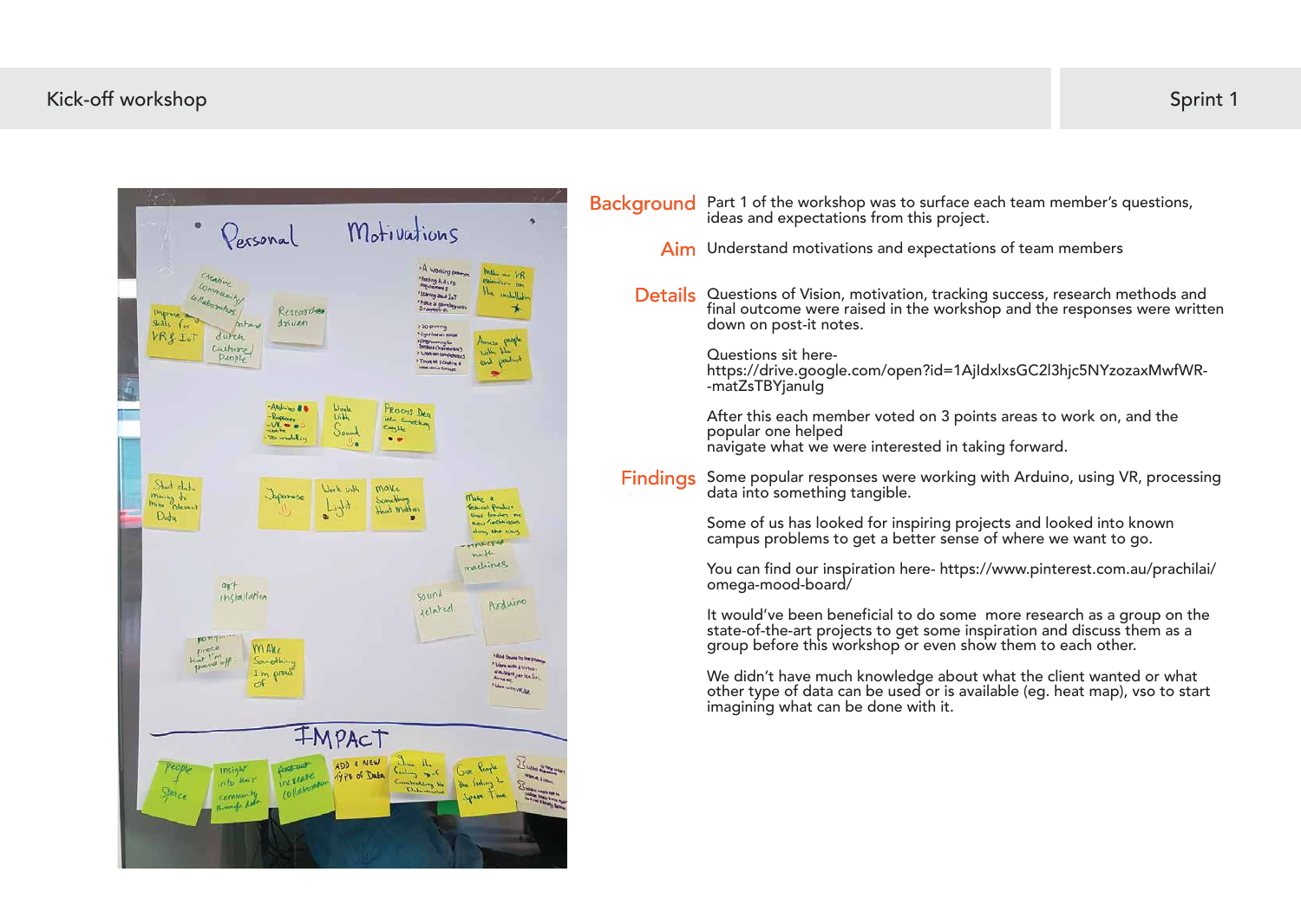Kick-off workshop

Sprint 1

**Background** Part 1 of the workshop was to surface each team member's questions, ideas and expectations from this project.

**Aim** Understand motivations and expectations of team members

**Details** Questions of Vision, motivation, tracking success, research methods and final outcome were raised in the workshop and the responses were written down on post-it notes.

Questions sit here- https://drive.google.com/open?id=1AjldxlxsGC2l3hjc5NYzozaxMwfWR--matZsTBYjanulg

After this each member voted on 3 points areas to work on, and the popular one helped
navigate what we were interested in taking forward.

**Findings** Some popular responses were working with Arduino, using VR, processing data into something tangible.

Some of us has looked for inspiring projects and looked into known campus problems to get a better sense of where we want to go.

You can find our inspiration here- https://www.pinterest.com.au/prachilai/omega-mood-board/

It would've been beneficial to do some more research as a group on the state-of-the-art projects to get some inspiration and discuss them as a group before this workshop or even show them to each other.

We didn't have much knowledge about what the client wanted or what other type of data can be used or is available (eg. heat map), vso to start imagining what can be done with it.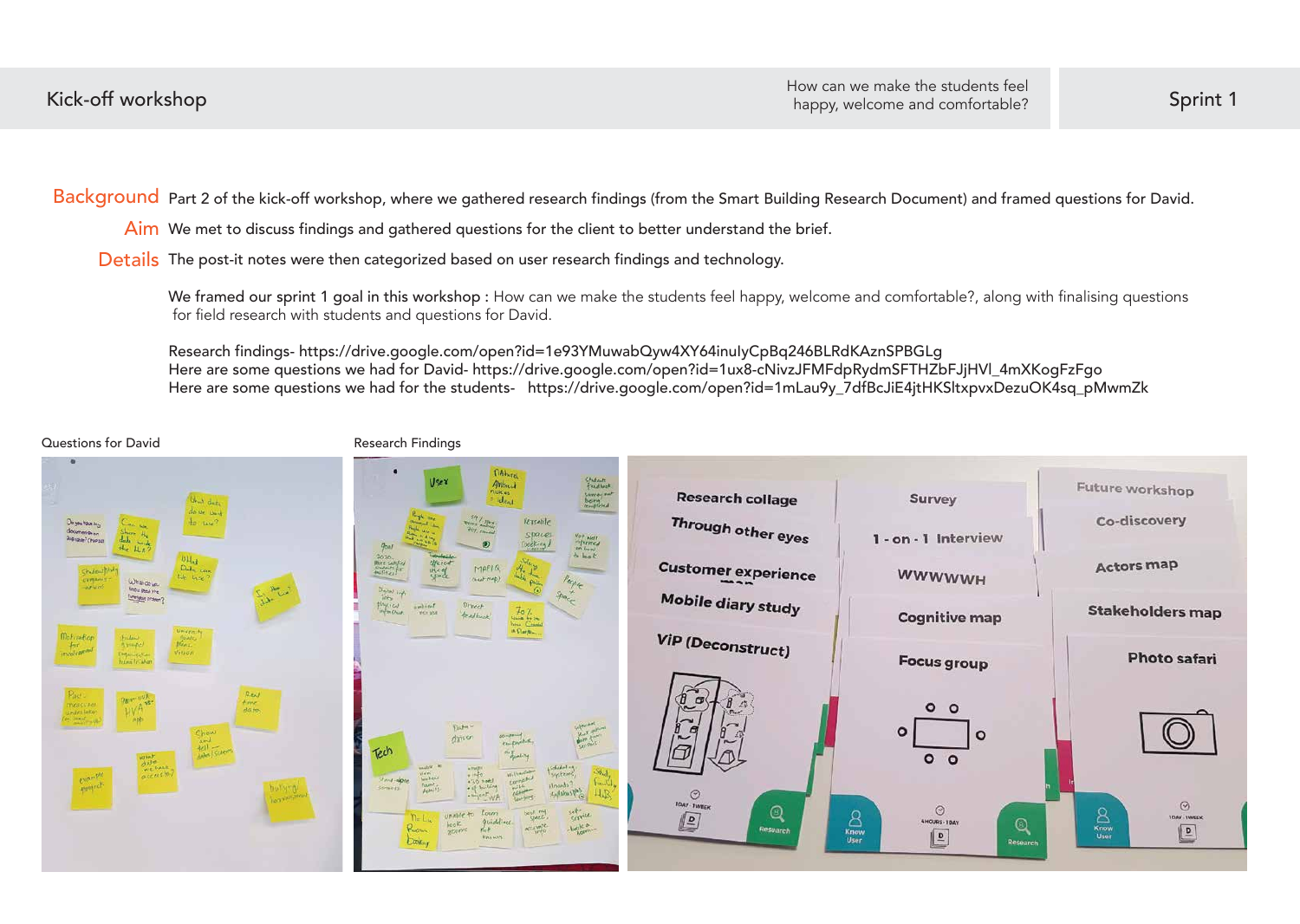# Kick-off workshop

How can we make the students feel happy, welcome and comfortable?

## Sprint 1

**Background** Part 2 of the kick-off workshop, where we gathered research findings (from the Smart Building Research Document) and framed questions for David.

**Aim** We met to discuss findings and gathered questions for the client to better understand the brief.

**Details** The post-it notes were then categorized based on user research findings and technology.

We framed our sprint 1 goal in this workshop : How can we make the students feel happy, welcome and comfortable?, along with finalising questions for field research with students and questions for David.

Research findings- https://drive.google.com/open?id=1e93YMuwabQyw4XY64inulyCpBq246BLRdKAznSPBGLg
Here are some questions we had for David- https://drive.google.com/open?id=1ux8-cNivzJFMFdpRydmSFTHZbFJjHVl_4mXKogFzFgo
Here are some questions we had for the students- https://drive.google.com/open?id=1mLau9y_7dfBcJiE4jtHKSltxpvxDezuOK4sq_pMwmZk

Questions for David

Research Findings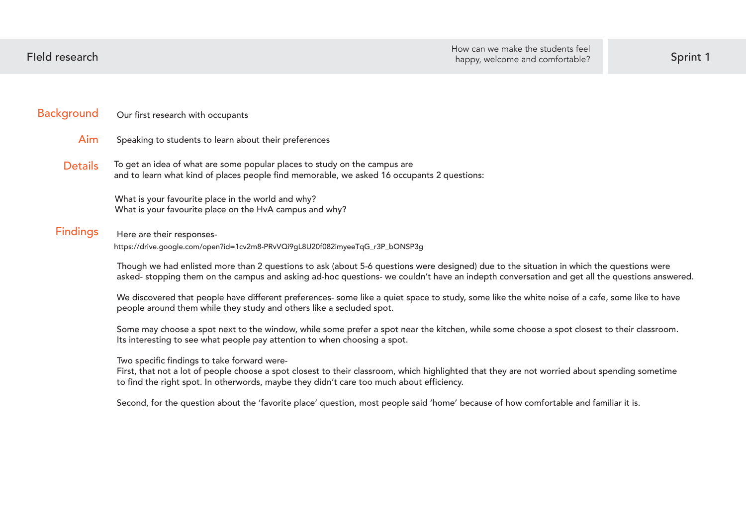# FIeld research

How can we make the students feel happy, welcome and comfortable?

Sprint 1

**Background**

Our first research with occupants

**Aim**

Speaking to students to learn about their preferences

**Details**

To get an idea of what are some popular places to study on the campus are and to learn what kind of places people find memorable, we asked 16 occupants 2 questions:

What is your favourite place in the world and why?
What is your favourite place on the HvA campus and why?

**Findings**

Here are their responses-
https://drive.google.com/open?id=1cv2m8-PRvVQi9gL8U20f082imyeeTqG_r3P_bONSP3g

Though we had enlisted more than 2 questions to ask (about 5-6 questions were designed) due to the situation in which the questions were asked- stopping them on the campus and asking ad-hoc questions- we couldn't have an indepth conversation and get all the questions answered.

We discovered that people have different preferences- some like a quiet space to study, some like the white noise of a cafe, some like to have people around them while they study and others like a secluded spot.

Some may choose a spot next to the window, while some prefer a spot near the kitchen, while some choose a spot closest to their classroom. Its interesting to see what people pay attention to when choosing a spot.

Two specific findings to take forward were-
First, that not a lot of people choose a spot closest to their classroom, which highlighted that they are not worried about spending sometime to find the right spot. In otherwords, maybe they didn't care too much about efficiency.

Second, for the question about the 'favorite place' question, most people said 'home' because of how comfortable and familiar it is.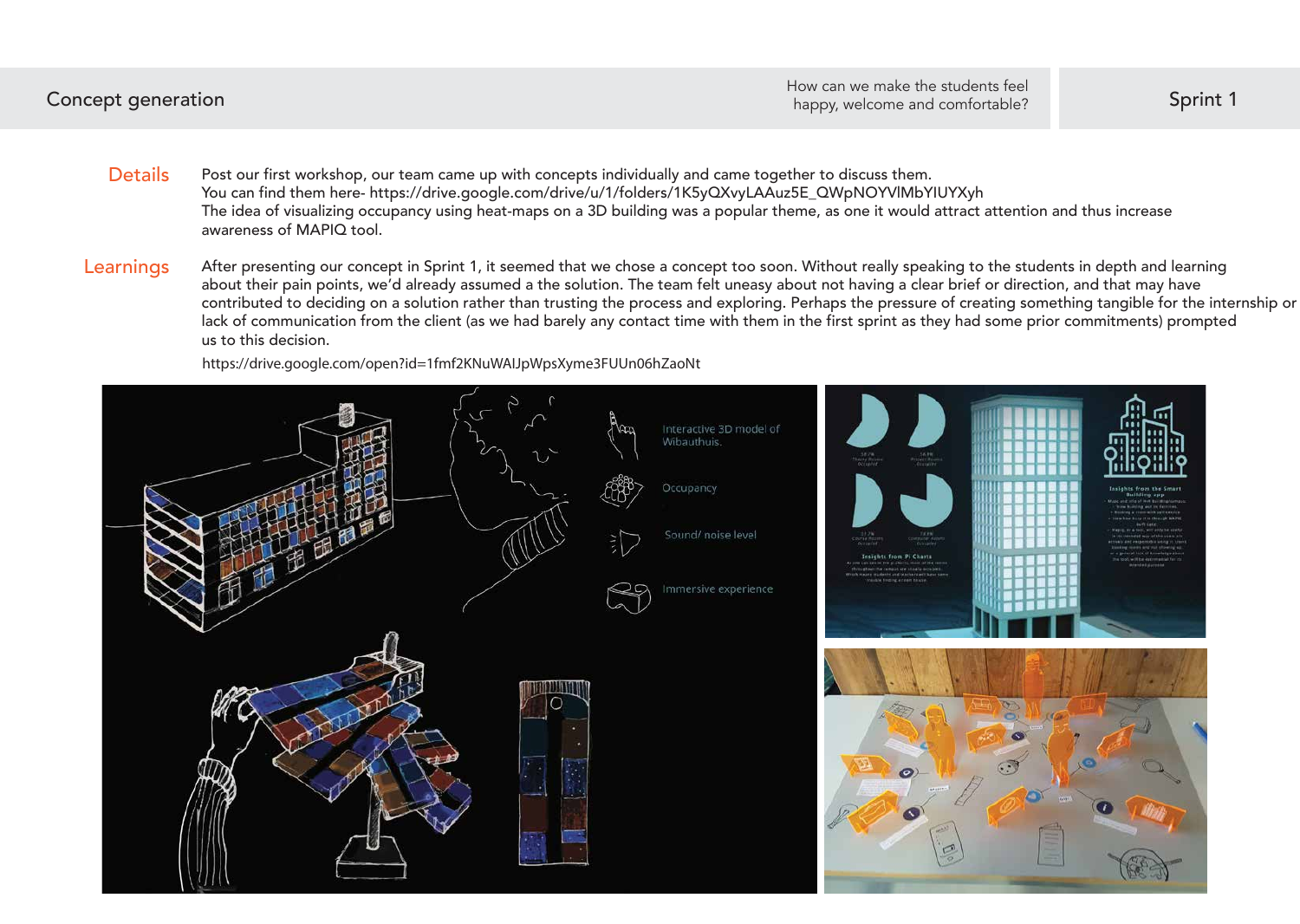Concept generation

How can we make the students feel happy, welcome and comfortable?

Sprint 1

**Details**

Post our first workshop, our team came up with concepts individually and came together to discuss them.
You can find them here- https://drive.google.com/drive/u/1/folders/1K5yQXvyLAAuz5E_QWpNOYVlMbYIUYXyh
The idea of visualizing occupancy using heat-maps on a 3D building was a popular theme, as one it would attract attention and thus increase awareness of MAPIQ tool.

**Learnings**

After presenting our concept in Sprint 1, it seemed that we chose a concept too soon. Without really speaking to the students in depth and learning about their pain points, we'd already assumed a the solution. The team felt uneasy about not having a clear brief or direction, and that may have contributed to deciding on a solution rather than trusting the process and exploring. Perhaps the pressure of creating something tangible for the internship or lack of communication from the client (as we had barely any contact time with them in the first sprint as they had some prior commitments) prompted us to this decision.

https://drive.google.com/open?id=1fmf2KNuWAIJpWpsXyme3FUUn06hZaoNt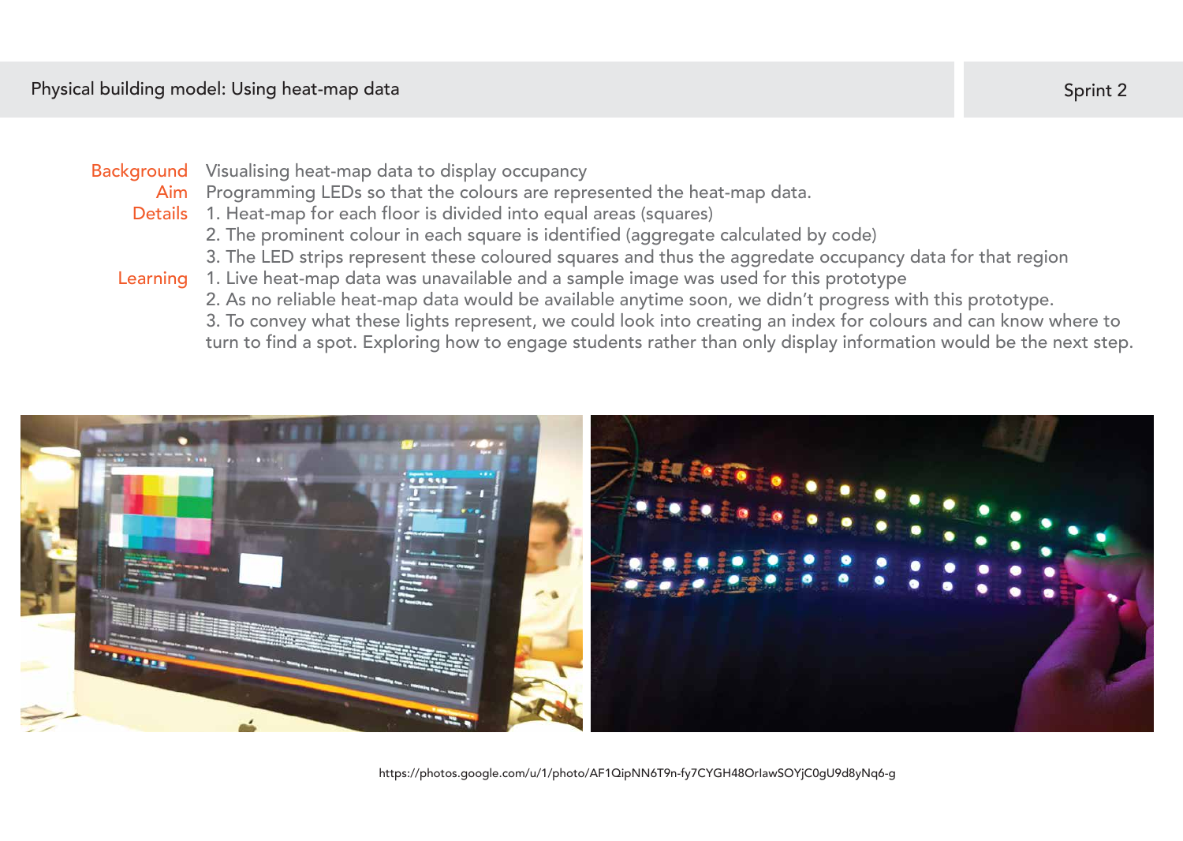## Physical building model: Using heat-map data

Sprint 2

**Background** Visualising heat-map data to display occupancy

**Aim** Programming LEDs so that the colours are represented the heat-map data.

**Details**
1. Heat-map for each floor is divided into equal areas (squares)
2. The prominent colour in each square is identified (aggregate calculated by code)
3. The LED strips represent these coloured squares and thus the aggredate occupancy data for that region

**Learning**
1. Live heat-map data was unavailable and a sample image was used for this prototype
2. As no reliable heat-map data would be available anytime soon, we didn't progress with this prototype.
3. To convey what these lights represent, we could look into creating an index for colours and can know where to turn to find a spot. Exploring how to engage students rather than only display information would be the next step.

https://photos.google.com/u/1/photo/AF1QipNN6T9n-fy7CYGH48OrIawSOYjC0gU9d8yNq6-g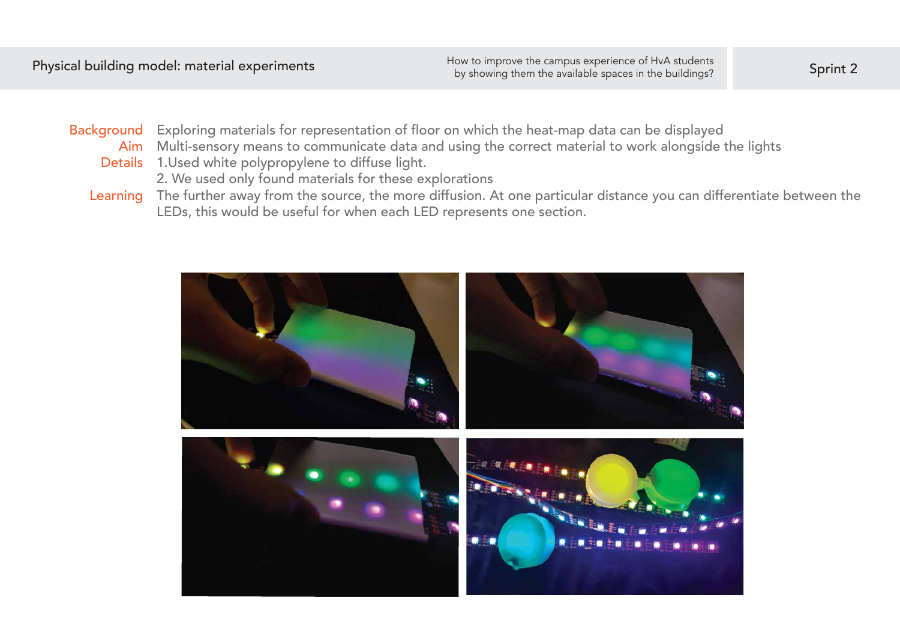# Physical building model: material experiments

How to improve the campus experience of HvA students by showing them the available spaces in the buildings?

Sprint 2

**Background** Exploring materials for representation of floor on which the heat-map data can be displayed

**Aim** Multi-sensory means to communicate data and using the correct material to work alongside the lights

**Details** 1.Used white polypropylene to diffuse light.

2. We used only found materials for these explorations

**Learning** The further away from the source, the more diffusion. At one particular distance you can differentiate between the LEDs, this would be useful for when each LED represents one section.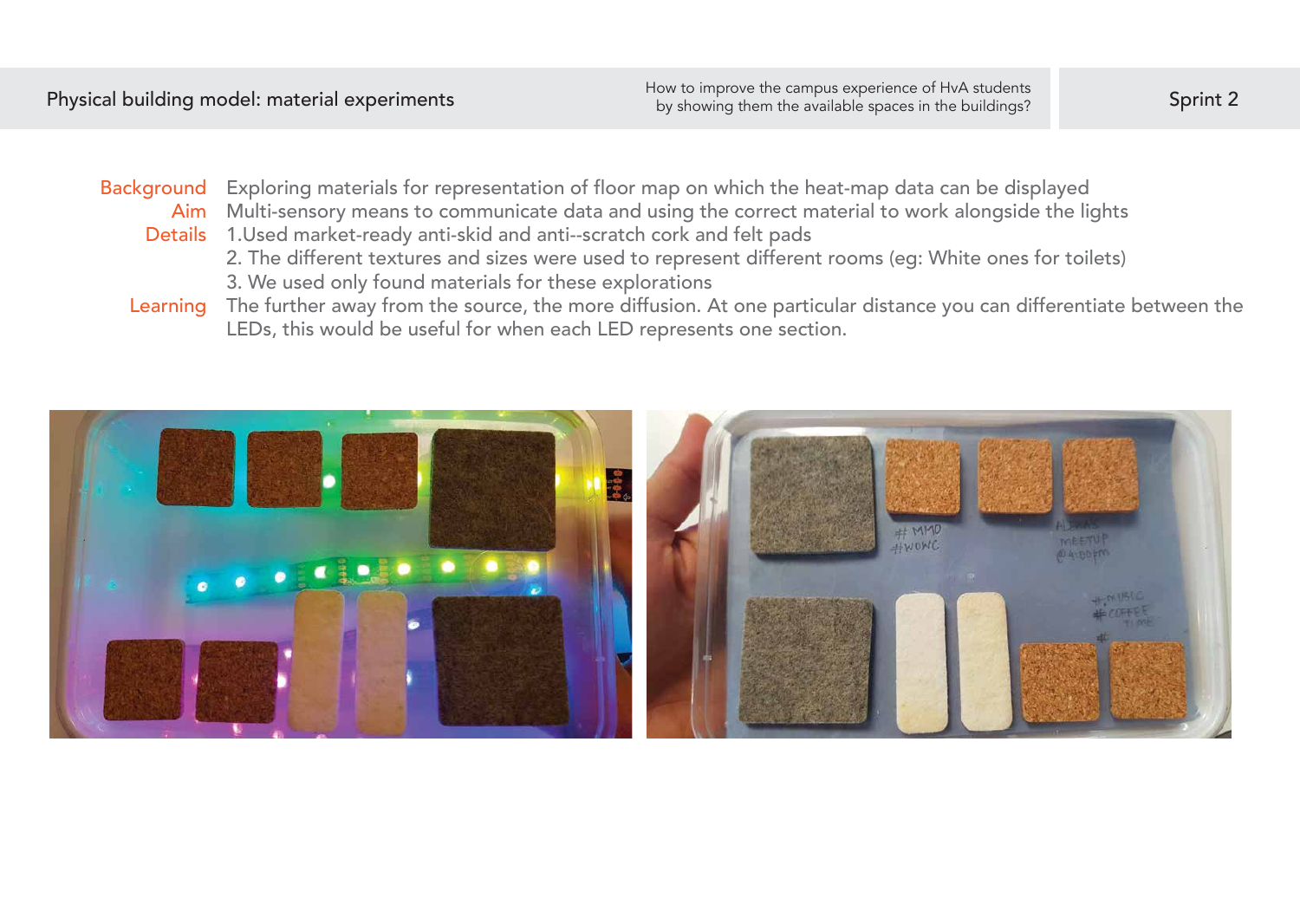# Physical building model: material experiments

How to improve the campus experience of HvA students by showing them the available spaces in the buildings?

Sprint 2

**Background** Exploring materials for representation of floor map on which the heat-map data can be displayed

**Aim** Multi-sensory means to communicate data and using the correct material to work alongside the lights

**Details**
1.Used market-ready anti-skid and anti--scratch cork and felt pads
2. The different textures and sizes were used to represent different rooms (eg: White ones for toilets)
3. We used only found materials for these explorations

**Learning** The further away from the source, the more diffusion. At one particular distance you can differentiate between the LEDs, this would be useful for when each LED represents one section.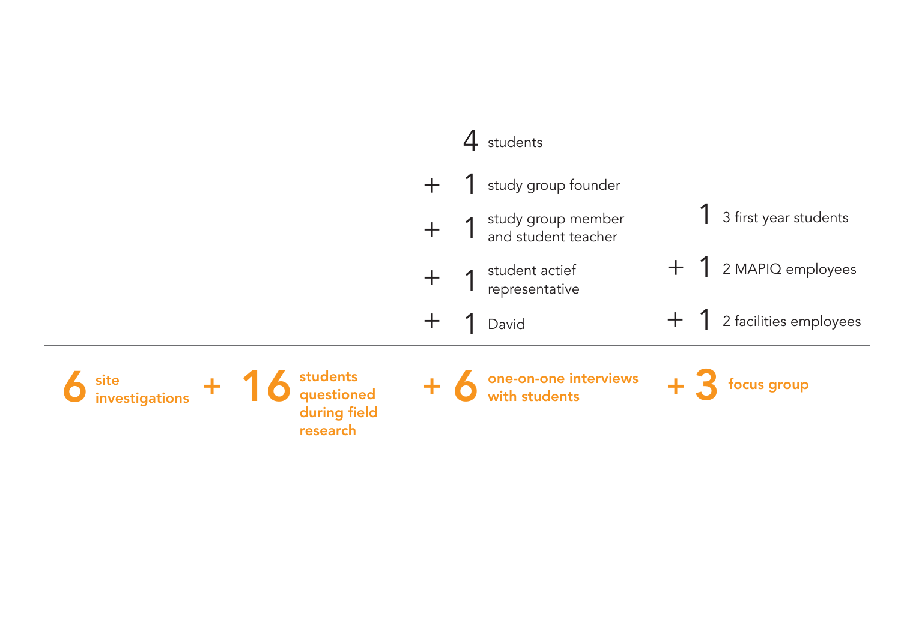4 students

+ 1 study group founder

+ 1 study group member and student teacher

+ 1 student actief representative

+ 1 David

1 3 first year students

+ 1 2 MAPIQ employees

+ 1 2 facilities employees

---

**6 site investigations + 16 students questioned during field research + 6 one-on-one interviews with students + 3 focus group**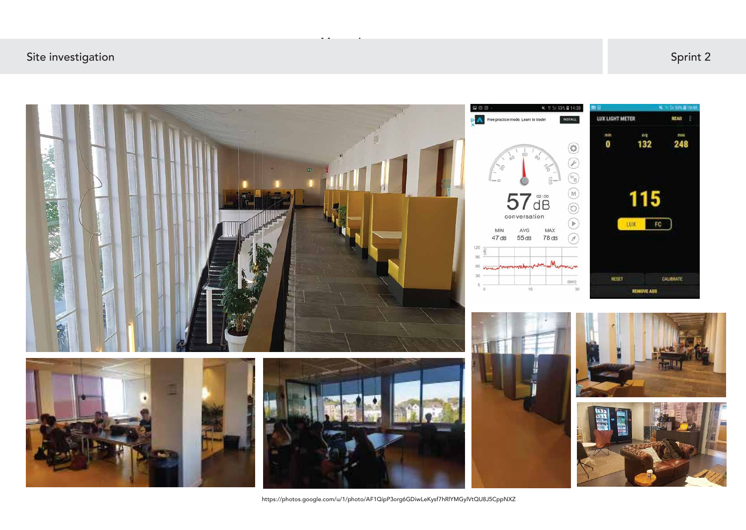## Site investigation

## Sprint 2

https://photos.google.com/u/1/photo/AF1QipP3org6GDiwLeKysf7hRlYMGylVtQU8J5CppNXZ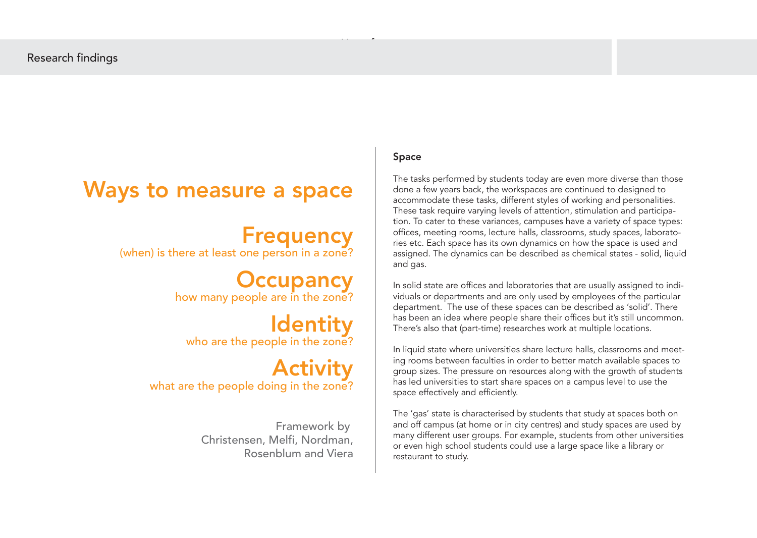# Ways to measure a space

## Frequency

(when) is there at least one person in a zone?

## Occupancy

how many people are in the zone?

## Identity

who are the people in the zone?

## Activity

what are the people doing in the zone?

Framework by Christensen, Melfi, Nordman, Rosenblum and Viera

### Space

The tasks performed by students today are even more diverse than those done a few years back, the workspaces are continued to designed to accommodate these tasks, different styles of working and personalities. These task require varying levels of attention, stimulation and participation. To cater to these variances, campuses have a variety of space types: offices, meeting rooms, lecture halls, classrooms, study spaces, laboratories etc. Each space has its own dynamics on how the space is used and assigned. The dynamics can be described as chemical states - solid, liquid and gas.

In solid state are offices and laboratories that are usually assigned to individuals or departments and are only used by employees of the particular department. The use of these spaces can be described as 'solid'. There has been an idea where people share their offices but it's still uncommon. There's also that (part-time) researches work at multiple locations.

In liquid state where universities share lecture halls, classrooms and meeting rooms between faculties in order to better match available spaces to group sizes. The pressure on resources along with the growth of students has led universities to start share spaces on a campus level to use the space effectively and efficiently.

The 'gas' state is characterised by students that study at spaces both on and off campus (at home or in city centres) and study spaces are used by many different user groups. For example, students from other universities or even high school students could use a large space like a library or restaurant to study.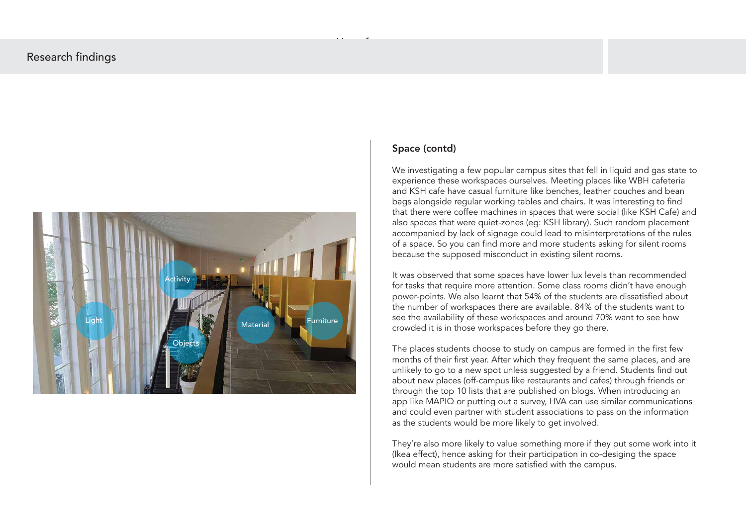## Space (contd)

We investigating a few popular campus sites that fell in liquid and gas state to experience these workspaces ourselves. Meeting places like WBH cafeteria and KSH cafe have casual furniture like benches, leather couches and bean bags alongside regular working tables and chairs. It was interesting to find that there were coffee machines in spaces that were social (like KSH Cafe) and also spaces that were quiet-zones (eg: KSH library). Such random placement accompanied by lack of signage could lead to misinterpretations of the rules of a space. So you can find more and more students asking for silent rooms because the supposed misconduct in existing silent rooms.

It was observed that some spaces have lower lux levels than recommended for tasks that require more attention. Some class rooms didn't have enough power-points. We also learnt that 54% of the students are dissatisfied about the number of workspaces there are available. 84% of the students want to see the availability of these workspaces and around 70% want to see how crowded it is in those workspaces before they go there.

The places students choose to study on campus are formed in the first few months of their first year. After which they frequent the same places, and are unlikely to go to a new spot unless suggested by a friend. Students find out about new places (off-campus like restaurants and cafes) through friends or through the top 10 lists that are published on blogs. When introducing an app like MAPIQ or putting out a survey, HVA can use similar communications and could even partner with student associations to pass on the information as the students would be more likely to get involved.

They're also more likely to value something more if they put some work into it (Ikea effect), hence asking for their participation in co-desiging the space would mean students are more satisfied with the campus.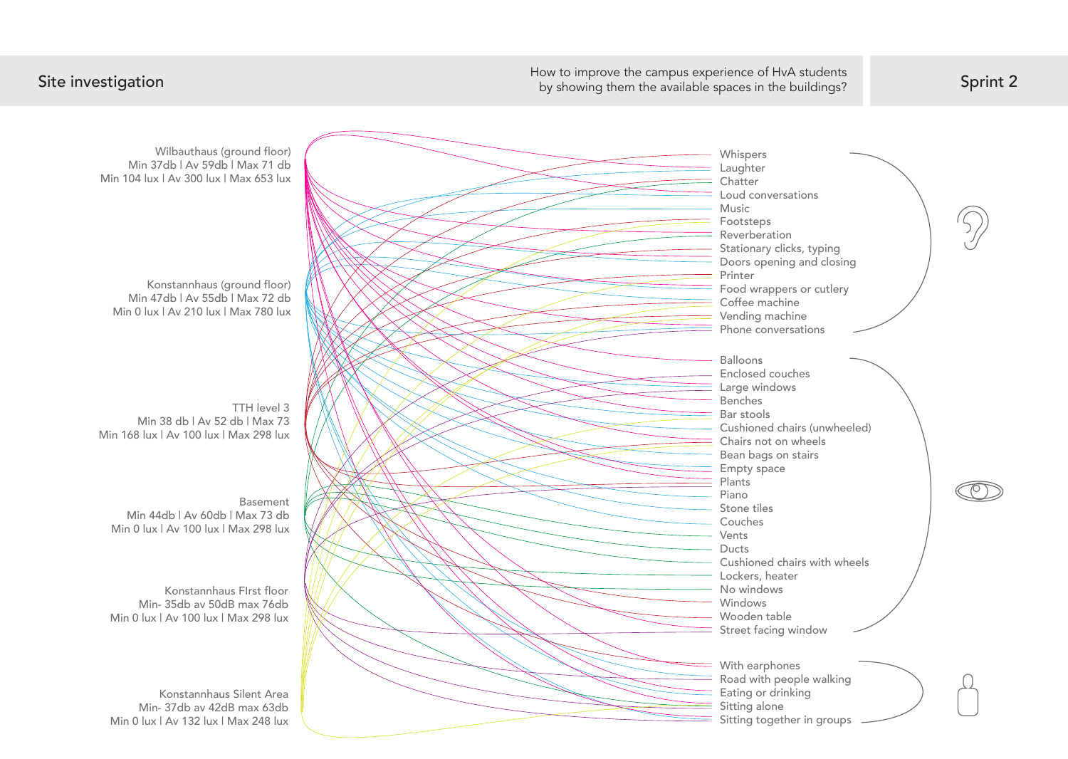# Site investigation

How to improve the campus experience of HvA students by showing them the available spaces in the buildings?

Sprint 2

Wilbauthaus (ground floor)
Min 37db | Av 59db | Max 71 db
Min 104 lux | Av 300 lux | Max 653 lux

Konstannhaus (ground floor)
Min 47db | Av 55db | Max 72 db
Min 0 lux | Av 210 lux | Max 780 lux

TTH level 3
Min 38 db | Av 52 db | Max 73
Min 168 lux | Av 100 lux | Max 298 lux

Basement
Min 44db | Av 60db | Max 73 db
Min 0 lux | Av 100 lux | Max 298 lux

Konstannhaus FIrst floor
Min- 35db av 50dB max 76db
Min 0 lux | Av 100 lux | Max 298 lux

Konstannhaus Silent Area
Min- 37db av 42dB max 63db
Min 0 lux | Av 132 lux | Max 248 lux

- Whispers
- Laughter
- Chatter
- Loud conversations
- Music
- Footsteps
- Reverberation
- Stationary clicks, typing
- Doors opening and closing
- Printer
- Food wrappers or cutlery
- Coffee machine
- Vending machine
- Phone conversations

- Balloons
- Enclosed couches
- Large windows
- Benches
- Bar stools
- Cushioned chairs (unwheeled)
- Chairs not on wheels
- Bean bags on stairs
- Empty space
- Plants
- Piano
- Stone tiles
- Couches
- Vents
- Ducts
- Cushioned chairs with wheels
- Lockers, heater
- No windows
- Windows
- Wooden table
- Street facing window

- With earphones
- Road with people walking
- Eating or drinking
- Sitting alone
- Sitting together in groups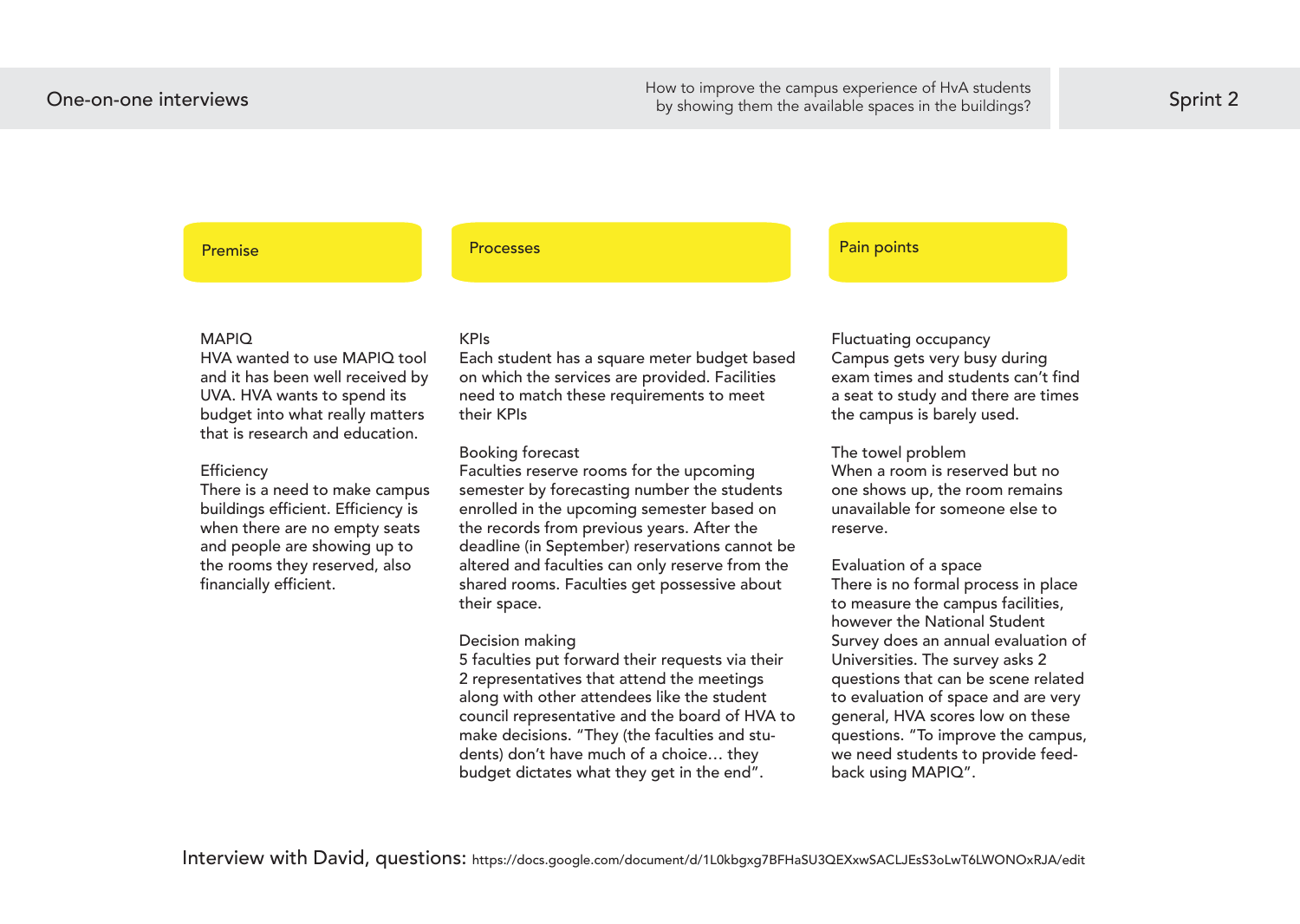# One-on-one interviews

How to improve the campus experience of HvA students by showing them the available spaces in the buildings?

Sprint 2

## Premise

**MAPIQ**
HVA wanted to use MAPIQ tool and it has been well received by UVA. HVA wants to spend its budget into what really matters that is research and education.

**Efficiency**
There is a need to make campus buildings efficient. Efficiency is when there are no empty seats and people are showing up to the rooms they reserved, also financially efficient.

## Processes

**KPIs**
Each student has a square meter budget based on which the services are provided. Facilities need to match these requirements to meet their KPIs

**Booking forecast**
Faculties reserve rooms for the upcoming semester by forecasting number the students enrolled in the upcoming semester based on the records from previous years. After the deadline (in September) reservations cannot be altered and faculties can only reserve from the shared rooms. Faculties get possessive about their space.

**Decision making**
5 faculties put forward their requests via their 2 representatives that attend the meetings along with other attendees like the student council representative and the board of HVA to make decisions. "They (the faculties and students) don't have much of a choice… they budget dictates what they get in the end".

## Pain points

**Fluctuating occupancy**
Campus gets very busy during exam times and students can't find a seat to study and there are times the campus is barely used.

**The towel problem**
When a room is reserved but no one shows up, the room remains unavailable for someone else to reserve.

**Evaluation of a space**
There is no formal process in place to measure the campus facilities, however the National Student Survey does an annual evaluation of Universities. The survey asks 2 questions that can be scene related to evaluation of space and are very general, HVA scores low on these questions. "To improve the campus, we need students to provide feedback using MAPIQ".

Interview with David, questions: https://docs.google.com/document/d/1L0kbgxg7BFHaSU3QEXxwSACLJEsS3oLwT6LWONOxRJA/edit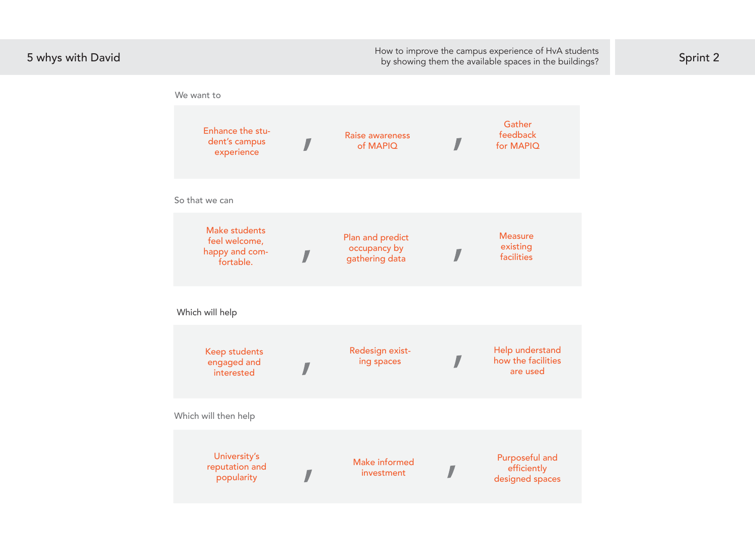## 5 whys with David

How to improve the campus experience of HvA students by showing them the available spaces in the buildings?

Sprint 2

**We want to**

| | | |
|---|---|---|
| Enhance the student's campus experience | Raise awareness of MAPIQ | Gather feedback for MAPIQ |

**So that we can**

| | | |
|---|---|---|
| Make students feel welcome, happy and comfortable. | Plan and predict occupancy by gathering data | Measure existing facilities |

**Which will help**

| | | |
|---|---|---|
| Keep students engaged and interested | Redesign existing spaces | Help understand how the facilities are used |

**Which will then help**

| | | |
|---|---|---|
| University's reputation and popularity | Make informed investment | Purposeful and efficiently designed spaces |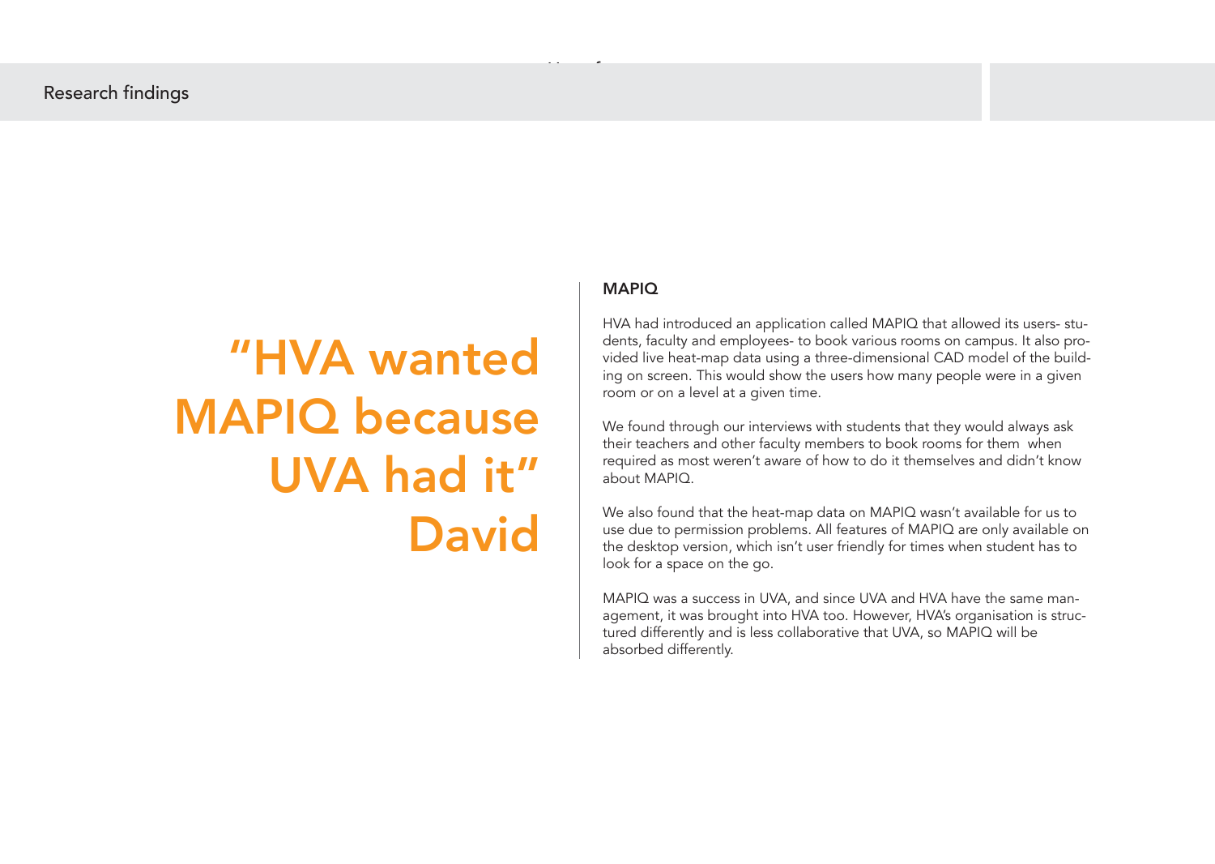Research findings

> "HVA wanted MAPIQ because UVA had it"
> David

## MAPIQ

HVA had introduced an application called MAPIQ that allowed its users- students, faculty and employees- to book various rooms on campus. It also provided live heat-map data using a three-dimensional CAD model of the building on screen. This would show the users how many people were in a given room or on a level at a given time.

We found through our interviews with students that they would always ask their teachers and other faculty members to book rooms for them when required as most weren't aware of how to do it themselves and didn't know about MAPIQ.

We also found that the heat-map data on MAPIQ wasn't available for us to use due to permission problems. All features of MAPIQ are only available on the desktop version, which isn't user friendly for times when student has to look for a space on the go.

MAPIQ was a success in UVA, and since UVA and HVA have the same management, it was brought into HVA too. However, HVA's organisation is structured differently and is less collaborative that UVA, so MAPIQ will be absorbed differently.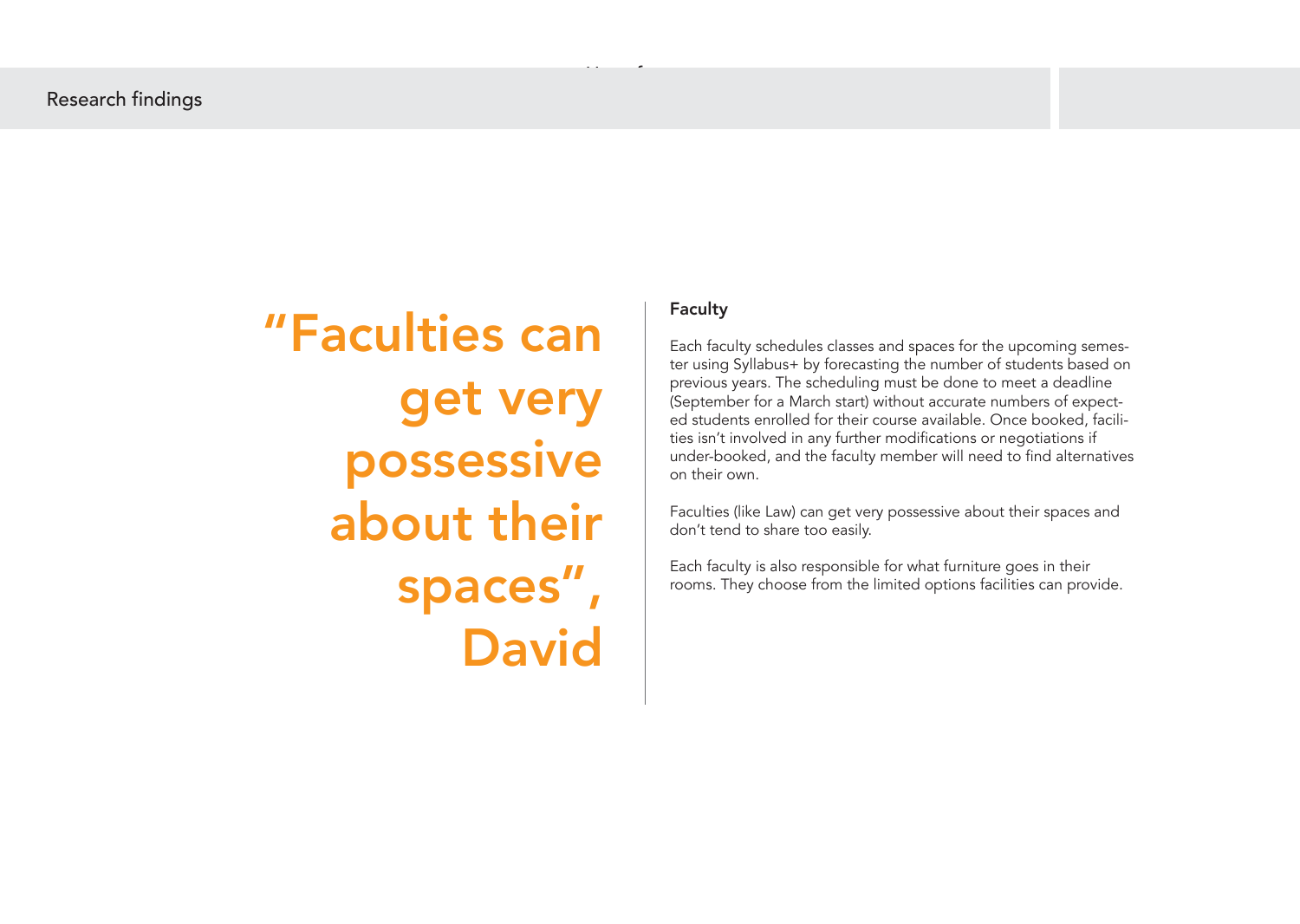"Faculties can get very possessive about their spaces", David

## Faculty

Each faculty schedules classes and spaces for the upcoming semester using Syllabus+ by forecasting the number of students based on previous years. The scheduling must be done to meet a deadline (September for a March start) without accurate numbers of expected students enrolled for their course available. Once booked, facilities isn't involved in any further modifications or negotiations if under-booked, and the faculty member will need to find alternatives on their own.

Faculties (like Law) can get very possessive about their spaces and don't tend to share too easily.

Each faculty is also responsible for what furniture goes in their rooms. They choose from the limited options facilities can provide.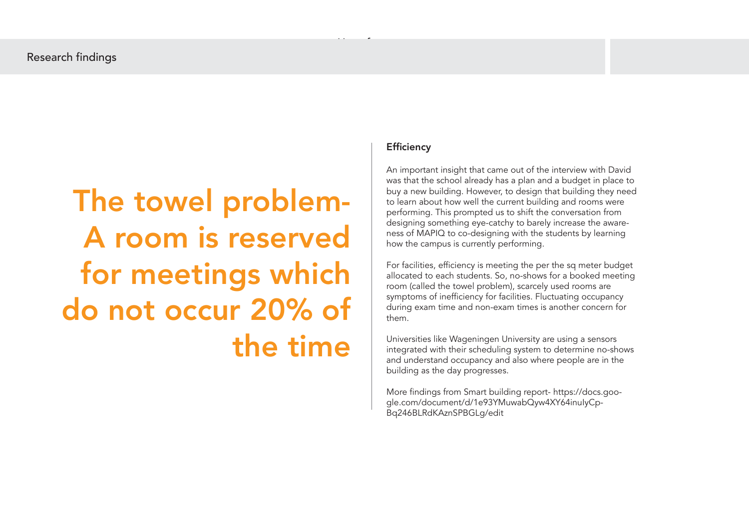Research findings

# The towel problem- A room is reserved for meetings which do not occur 20% of the time

### Efficiency

An important insight that came out of the interview with David was that the school already has a plan and a budget in place to buy a new building. However, to design that building they need to learn about how well the current building and rooms were performing. This prompted us to shift the conversation from designing something eye-catchy to barely increase the awareness of MAPIQ to co-designing with the students by learning how the campus is currently performing.

For facilities, efficiency is meeting the per the sq meter budget allocated to each students. So, no-shows for a booked meeting room (called the towel problem), scarcely used rooms are symptoms of inefficiency for facilities. Fluctuating occupancy during exam time and non-exam times is another concern for them.

Universities like Wageningen University are using a sensors integrated with their scheduling system to determine no-shows and understand occupancy and also where people are in the building as the day progresses.

More findings from Smart building report- https://docs.google.com/document/d/1e93YMuwabQyw4XY64inulyCpBq246BLRdKAznSPBGLg/edit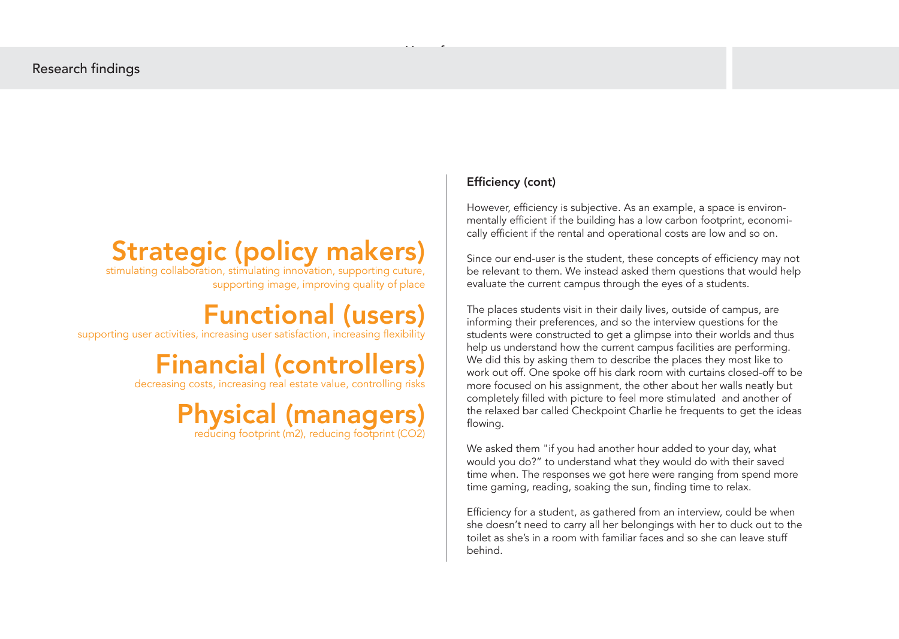Research findings

## Strategic (policy makers)

stimulating collaboration, stimulating innovation, supporting cuture, supporting image, improving quality of place

## Functional (users)

supporting user activities, increasing user satisfaction, increasing flexibility

## Financial (controllers)

decreasing costs, increasing real estate value, controlling risks

## Physical (managers)

reducing footprint (m2), reducing footprint (CO2)

### Efficiency (cont)

However, efficiency is subjective. As an example, a space is environmentally efficient if the building has a low carbon footprint, economically efficient if the rental and operational costs are low and so on.

Since our end-user is the student, these concepts of efficiency may not be relevant to them. We instead asked them questions that would help evaluate the current campus through the eyes of a students.

The places students visit in their daily lives, outside of campus, are informing their preferences, and so the interview questions for the students were constructed to get a glimpse into their worlds and thus help us understand how the current campus facilities are performing. We did this by asking them to describe the places they most like to work out off. One spoke off his dark room with curtains closed-off to be more focused on his assignment, the other about her walls neatly but completely filled with picture to feel more stimulated and another of the relaxed bar called Checkpoint Charlie he frequents to get the ideas flowing.

We asked them "if you had another hour added to your day, what would you do?" to understand what they would do with their saved time when. The responses we got here were ranging from spend more time gaming, reading, soaking the sun, finding time to relax.

Efficiency for a student, as gathered from an interview, could be when she doesn't need to carry all her belongings with her to duck out to the toilet as she's in a room with familiar faces and so she can leave stuff behind.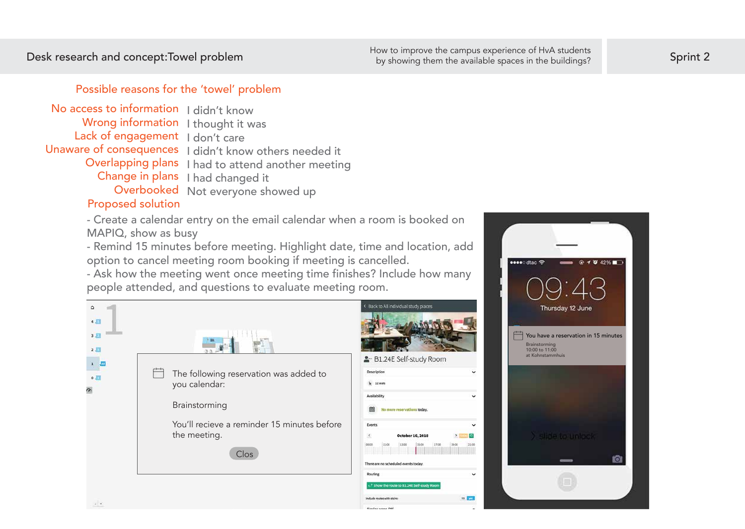# Desk research and concept:Towel problem

How to improve the campus experience of HvA students by showing them the available spaces in the buildings?

Sprint 2

## Possible reasons for the 'towel' problem

| | |
|---|---|
| No access to information | I didn't know |
| Wrong information | I thought it was |
| Lack of engagement | I don't care |
| Unaware of consequences | I didn't know others needed it |
| Overlapping plans | I had to attend another meeting |
| Change in plans | I had changed it |
| Overbooked | Not everyone showed up |

## Proposed solution

- Create a calendar entry on the email calendar when a room is booked on MAPIQ, show as busy
- Remind 15 minutes before meeting. Highlight date, time and location, add option to cancel meeting room booking if meeting is cancelled.
- Ask how the meeting went once meeting time finishes? Include how many people attended, and questions to evaluate meeting room.

The following reservation was added to you calendar:

Brainstorming

You'll recieve a reminder 15 minutes before the meeting.

Clos

Back to All individual study places

B1.24E Self-study Room

Description

Availability

No more reservations today.

Events

October 16, 2018

There are no scheduled events today.

Routing

Show the route to B1.24E Self-study Room

09:43

Thursday 12 June

You have a reservation in 15 minutes

Brainstorming
10:00 to 11:00
at Kohnstammhuis

slide to unlock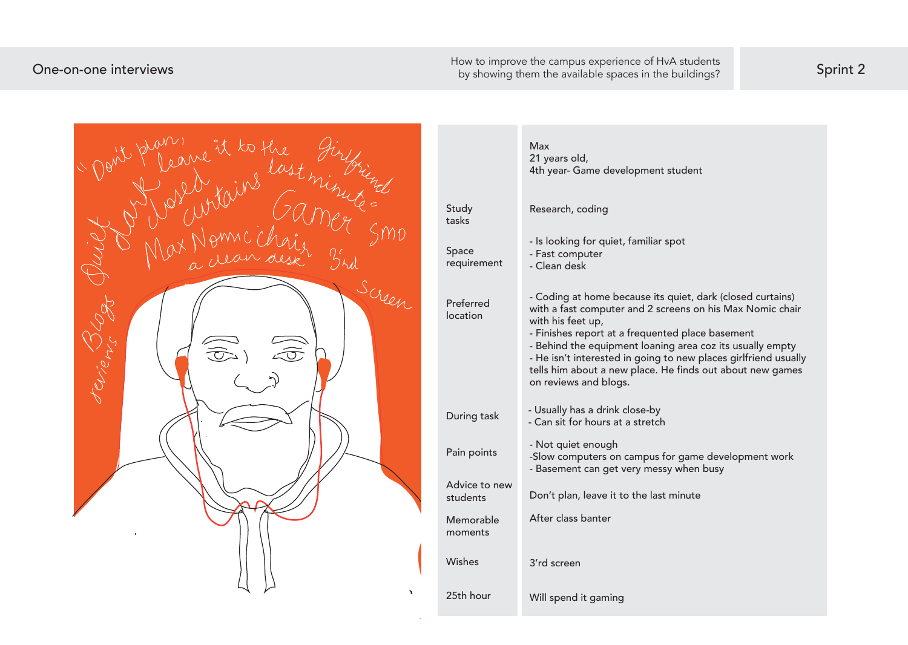One-on-one interviews

How to improve the campus experience of HvA students by showing them the available spaces in the buildings?

Sprint 2

| | Max<br>21 years old,<br>4th year- Game development student |
|---|---|
| Study tasks | Research, coding |
| Space requirement | - Is looking for quiet, familiar spot<br>- Fast computer<br>- Clean desk |
| Preferred location | - Coding at home because its quiet, dark (closed curtains) with a fast computer and 2 screens on his Max Nomic chair with his feet up,<br>- Finishes report at a frequented place basement<br>- Behind the equipment loaning area coz its usually empty<br>- He isn't interested in going to new places girlfriend usually tells him about a new place. He finds out about new games on reviews and blogs. |
| During task | - Usually has a drink close-by<br>- Can sit for hours at a stretch |
| Pain points | - Not quiet enough<br>-Slow computers on campus for game development work<br>- Basement can get very messy when busy |
| Advice to new students | Don't plan, leave it to the last minute |
| Memorable moments | After class banter |
| Wishes | 3'rd screen |
| 25th hour | Will spend it gaming |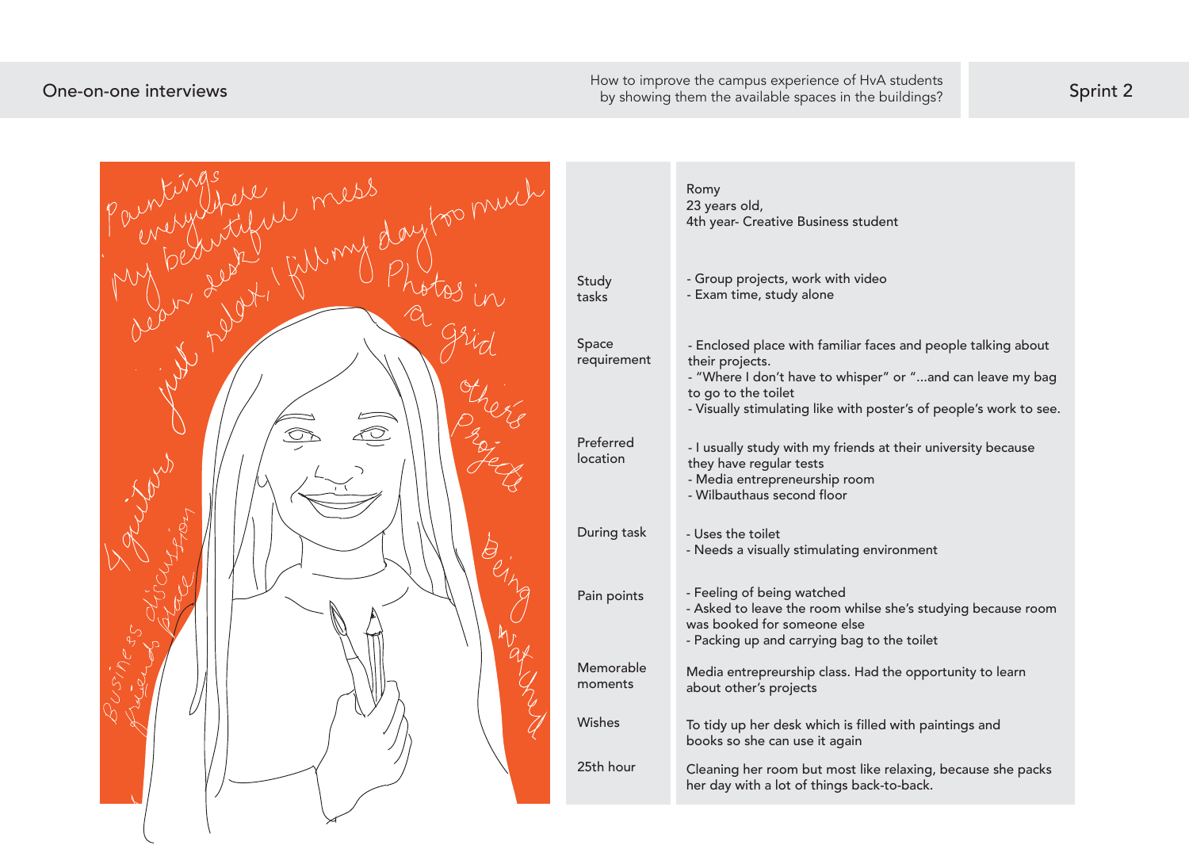One-on-one interviews

How to improve the campus experience of HvA students by showing them the available spaces in the buildings?

Sprint 2

Paintings everywhere
My beautiful mess
clean desk
just relax, I fill my day too much
Photos in a grid
others Projects
4 guitars
Business discussion friends place
Being watched

| | Romy<br>23 years old,<br>4th year- Creative Business student |
|---|---|
| Study tasks | - Group projects, work with video<br>- Exam time, study alone |
| Space requirement | - Enclosed place with familiar faces and people talking about their projects.<br>- "Where I don't have to whisper" or "...and can leave my bag to go to the toilet<br>- Visually stimulating like with poster's of people's work to see. |
| Preferred location | - I usually study with my friends at their university because they have regular tests<br>- Media entrepreneurship room<br>- Wilbauthaus second floor |
| During task | - Uses the toilet<br>- Needs a visually stimulating environment |
| Pain points | - Feeling of being watched<br>- Asked to leave the room whilse she's studying because room was booked for someone else<br>- Packing up and carrying bag to the toilet |
| Memorable moments | Media entrepreurship class. Had the opportunity to learn about other's projects |
| Wishes | To tidy up her desk which is filled with paintings and books so she can use it again |
| 25th hour | Cleaning her room but most like relaxing, because she packs her day with a lot of things back-to-back. |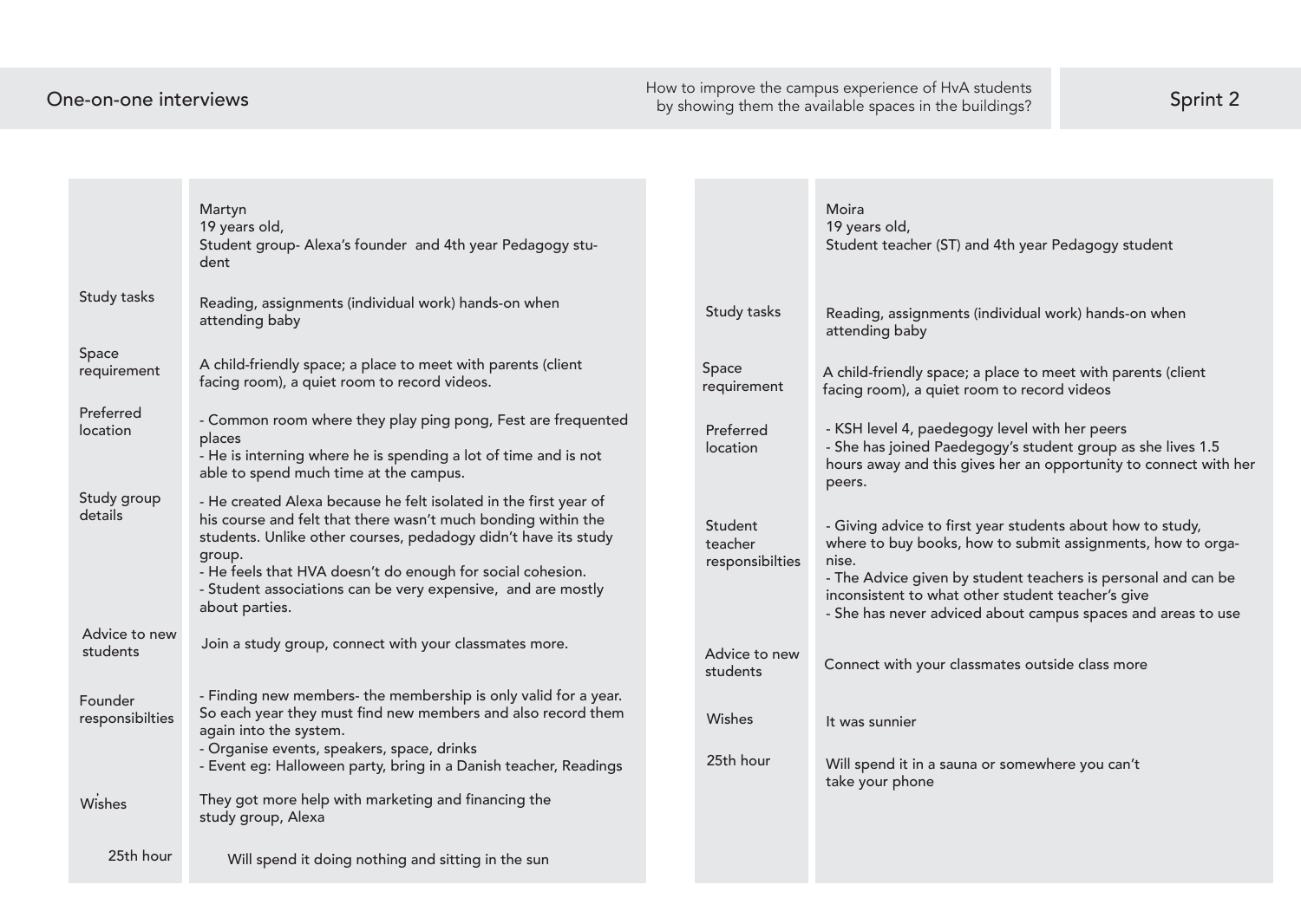# One-on-one interviews

How to improve the campus experience of HvA students by showing them the available spaces in the buildings?

Sprint 2

| | Martyn<br>19 years old,<br>Student group- Alexa's founder and 4th year Pedagogy student |
|---|---|
| Study tasks | Reading, assignments (individual work) hands-on when attending baby |
| Space requirement | A child-friendly space; a place to meet with parents (client facing room), a quiet room to record videos. |
| Preferred location | - Common room where they play ping pong, Fest are frequented places<br>- He is interning where he is spending a lot of time and is not able to spend much time at the campus. |
| Study group details | - He created Alexa because he felt isolated in the first year of his course and felt that there wasn't much bonding within the students. Unlike other courses, pedadogy didn't have its study group.<br>- He feels that HVA doesn't do enough for social cohesion.<br>- Student associations can be very expensive, and are mostly about parties. |
| Advice to new students | Join a study group, connect with your classmates more. |
| Founder responsibilties | - Finding new members- the membership is only valid for a year. So each year they must find new members and also record them again into the system.<br>- Organise events, speakers, space, drinks<br>- Event eg: Halloween party, bring in a Danish teacher, Readings |
| Wishes | They got more help with marketing and financing the study group, Alexa |
| 25th hour | Will spend it doing nothing and sitting in the sun |

| | Moira<br>19 years old,<br>Student teacher (ST) and 4th year Pedagogy student |
|---|---|
| Study tasks | Reading, assignments (individual work) hands-on when attending baby |
| Space requirement | A child-friendly space; a place to meet with parents (client facing room), a quiet room to record videos |
| Preferred location | - KSH level 4, paedegogy level with her peers<br>- She has joined Paedegogy's student group as she lives 1.5 hours away and this gives her an opportunity to connect with her peers. |
| Student teacher responsibilties | - Giving advice to first year students about how to study, where to buy books, how to submit assignments, how to organise.<br>- The Advice given by student teachers is personal and can be inconsistent to what other student teacher's give<br>- She has never adviced about campus spaces and areas to use |
| Advice to new students | Connect with your classmates outside class more |
| Wishes | It was sunnier |
| 25th hour | Will spend it in a sauna or somewhere you can't take your phone |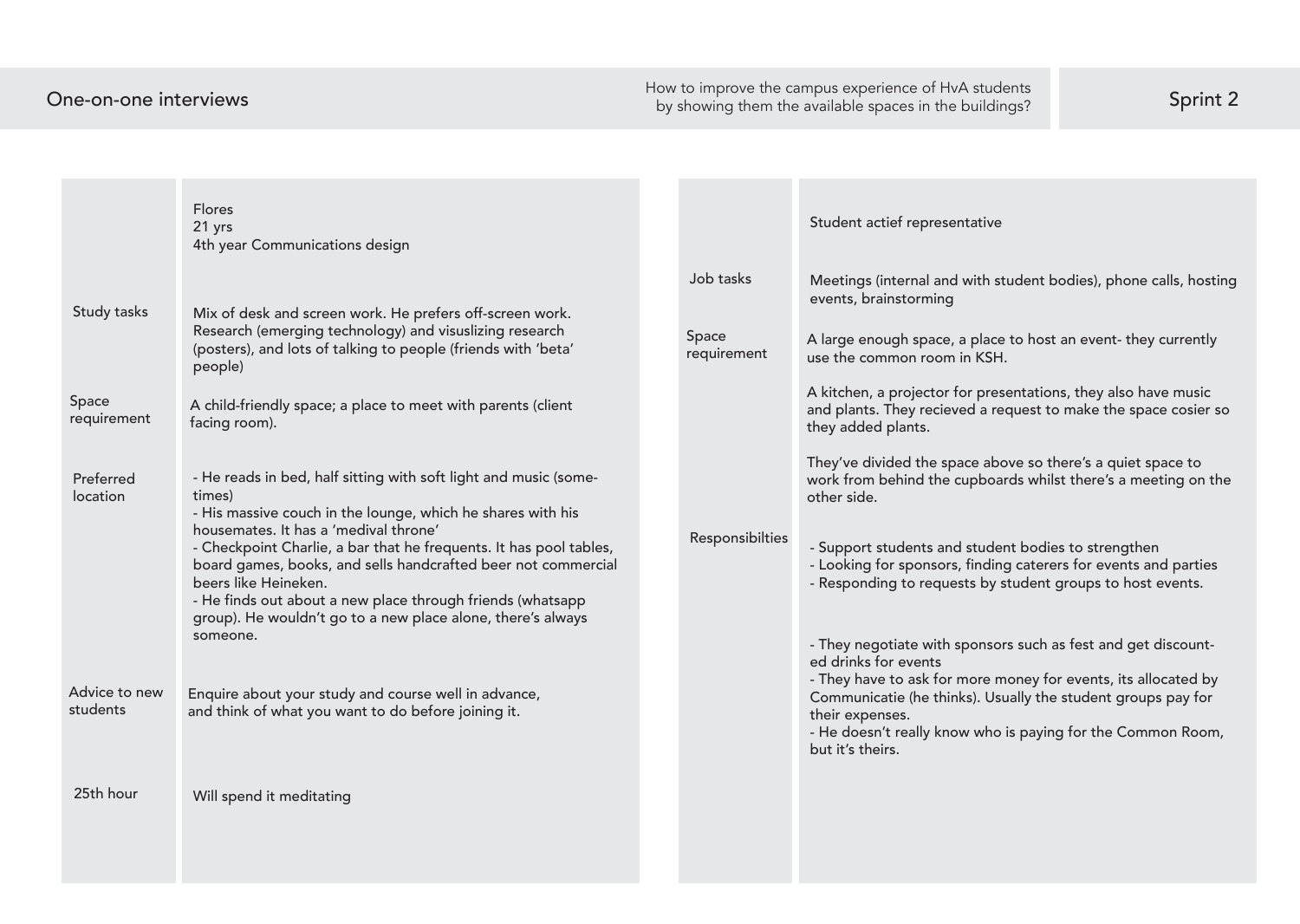# One-on-one interviews

How to improve the campus experience of HvA students by showing them the available spaces in the buildings?

Sprint 2

| | |
|---|---|
| | Flores<br>21 yrs<br>4th year Communications design |
| Study tasks | Mix of desk and screen work. He prefers off-screen work. Research (emerging technology) and visuslizing research (posters), and lots of talking to people (friends with 'beta' people) |
| Space requirement | A child-friendly space; a place to meet with parents (client facing room). |
| Preferred location | - He reads in bed, half sitting with soft light and music (sometimes)<br>- His massive couch in the lounge, which he shares with his housemates. It has a 'medival throne'<br>- Checkpoint Charlie, a bar that he frequents. It has pool tables, board games, books, and sells handcrafted beer not commercial beers like Heineken.<br>- He finds out about a new place through friends (whatsapp group). He wouldn't go to a new place alone, there's always someone. |
| Advice to new students | Enquire about your study and course well in advance, and think of what you want to do before joining it. |
| 25th hour | Will spend it meditating |

| | |
|---|---|
| | Student actief representative |
| Job tasks | Meetings (internal and with student bodies), phone calls, hosting events, brainstorming |
| Space requirement | A large enough space, a place to host an event- they currently use the common room in KSH.<br><br>A kitchen, a projector for presentations, they also have music and plants. They recieved a request to make the space cosier so they added plants.<br><br>They've divided the space above so there's a quiet space to work from behind the cupboards whilst there's a meeting on the other side. |
| Responsibilties | - Support students and student bodies to strengthen<br>- Looking for sponsors, finding caterers for events and parties<br>- Responding to requests by student groups to host events.<br><br>- They negotiate with sponsors such as fest and get discounted drinks for events<br>- They have to ask for more money for events, its allocated by Communicatie (he thinks). Usually the student groups pay for their expenses.<br>- He doesn't really know who is paying for the Common Room, but it's theirs. |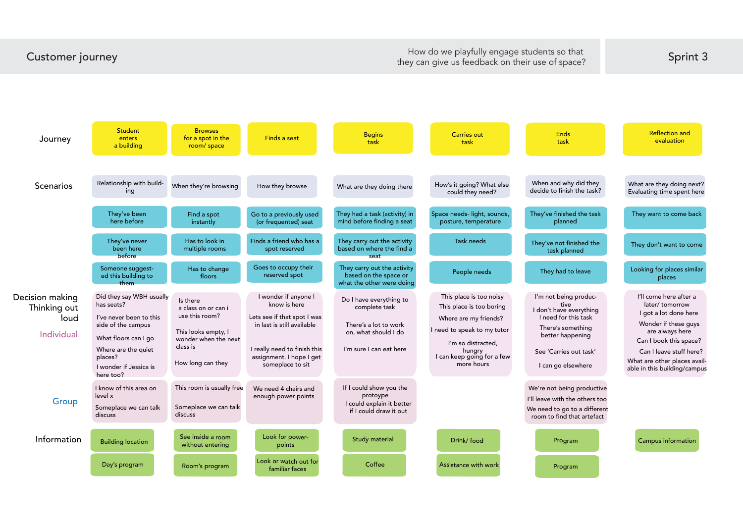# Customer journey

How do we playfully engage students so that they can give us feedback on their use of space?

**Sprint 3**

| | Student enters a building | Browses for a spot in the room/ space | Finds a seat | Begins task | Carries out task | Ends task | Reflection and evaluation |
|---|---|---|---|---|---|---|---|
| **Scenarios** | Relationship with building | When they're browsing | How they browse | What are they doing there | How's it going? What else could they need? | When and why did they decide to finish the task? | What are they doing next? Evaluating time spent here |
| | They've been here before | Find a spot instantly | Go to a previously used (or frequented) seat | They had a task (activity) in mind before finding a seat | Space needs- light, sounds, posture, temperature | They've finished the task planned | They want to come back |
| | They've never been here before | Has to look in multiple rooms | Finds a friend who has a spot reserved | They carry out the activity based on where the find a seat | Task needs | They've not finished the task planned | They don't want to come |
| | Someone suggested this building to them | Has to change floors | Goes to occupy their reserved spot | They carry out the activity based on the space or what the other were doing | People needs | They had to leave | Looking for places similar places |
| **Decision making Thinking out loud — Individual** | Did they say WBH usually has seats?<br>I've never been to this side of the campus<br>What floors can I go<br>Where are the quiet places?<br>I wonder if Jessica is here too? | Is there a class on or can i use this room?<br>This looks empty, I wonder when the next class is<br>How long can they | I wonder if anyone I know is here<br>Lets see if that spot I was in last is still available<br>I really need to finish this assignment. I hope I get someplace to sit | Do I have everything to complete task<br>There's a lot to work on, what should I do<br>I'm sure I can eat here | This place is too noisy<br>This place is too boring<br>Where are my friends?<br>I need to speak to my tutor<br>I'm so distracted, hungry<br>I can keep going for a few more hours | I'm not being productive<br>I don't have everything I need for this task<br>There's something better happening<br>See 'Carries out task'<br>I can go elsewhere | I'll come here after a later/ tomorrow<br>I got a lot done here<br>Wonder if these guys are always here<br>Can I book this space?<br>Can I leave stuff here?<br>What are other places available in this building/campus |
| **Group** | I know of this area on level x<br>Someplace we can talk discuss | This room is usually free<br>Someplace we can talk discuss | We need 4 chairs and enough power points | If I could show you the protoype<br>I could explain it better if I could draw it out | | We're not being productive<br>I'll leave with the others too<br>We need to go to a different room to find that artefact | |
| **Information** | Building location<br>Day's program | See inside a room without entering<br>Room's program | Look for power-points<br>Look or watch out for familiar faces | Study material<br>Coffee | Drink/ food<br>Assistance with work | Program<br>Program | Campus information |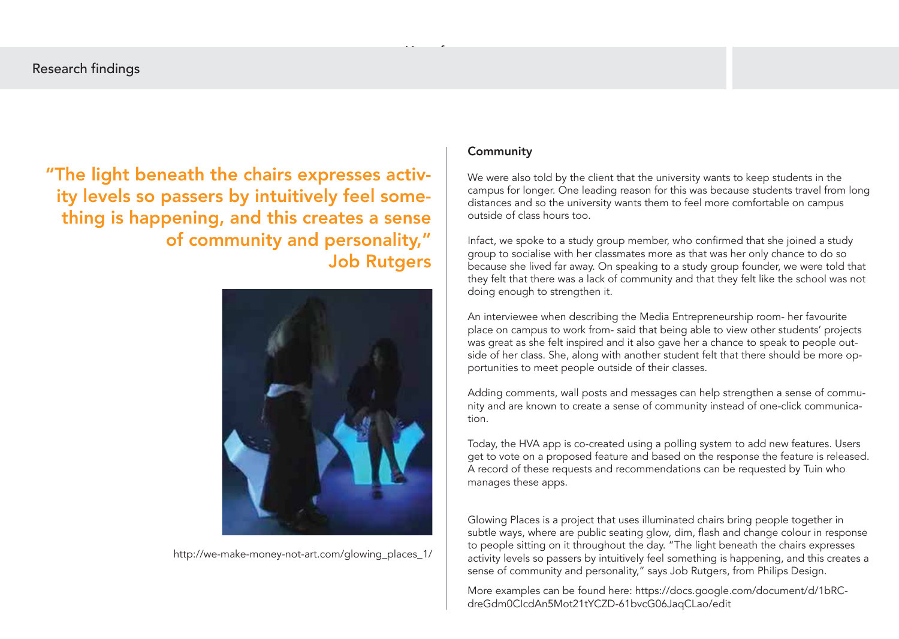Research findings

**"The light beneath the chairs expresses activity levels so passers by intuitively feel something is happening, and this creates a sense of community and personality," Job Rutgers**

http://we-make-money-not-art.com/glowing_places_1/

## Community

We were also told by the client that the university wants to keep students in the campus for longer. One leading reason for this was because students travel from long distances and so the university wants them to feel more comfortable on campus outside of class hours too.

Infact, we spoke to a study group member, who confirmed that she joined a study group to socialise with her classmates more as that was her only chance to do so because she lived far away. On speaking to a study group founder, we were told that they felt that there was a lack of community and that they felt like the school was not doing enough to strengthen it.

An interviewee when describing the Media Entrepreneurship room- her favourite place on campus to work from- said that being able to view other students' projects was great as she felt inspired and it also gave her a chance to speak to people outside of her class. She, along with another student felt that there should be more opportunities to meet people outside of their classes.

Adding comments, wall posts and messages can help strengthen a sense of community and are known to create a sense of community instead of one-click communication.

Today, the HVA app is co-created using a polling system to add new features. Users get to vote on a proposed feature and based on the response the feature is released. A record of these requests and recommendations can be requested by Tuin who manages these apps.

Glowing Places is a project that uses illuminated chairs bring people together in subtle ways, where are public seating glow, dim, flash and change colour in response to people sitting on it throughout the day. "The light beneath the chairs expresses activity levels so passers by intuitively feel something is happening, and this creates a sense of community and personality," says Job Rutgers, from Philips Design.

More examples can be found here: https://docs.google.com/document/d/1bRCdreGdm0ClcdAn5Mot21tYCZD-61bvcG06JaqCLao/edit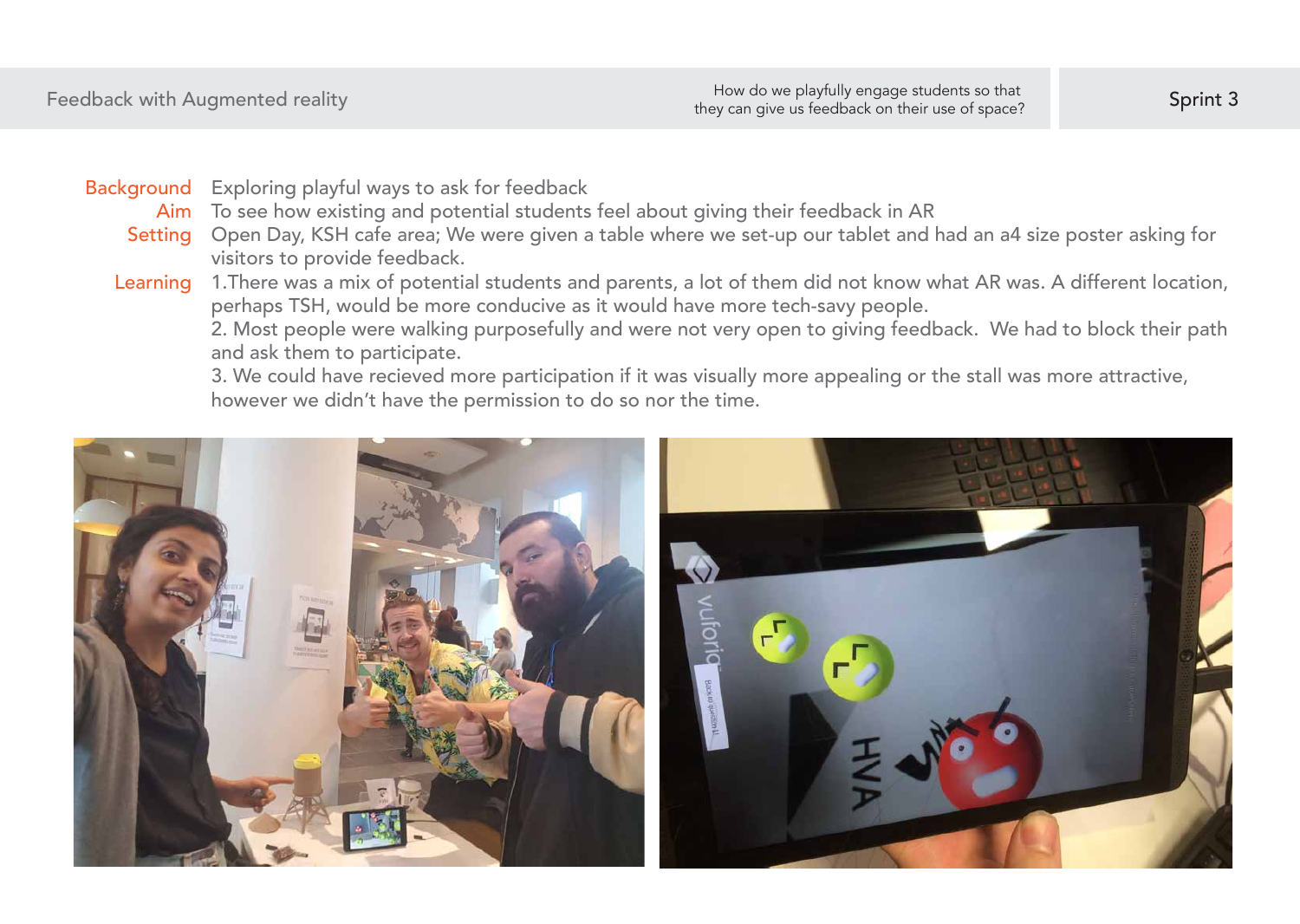Feedback with Augmented reality

How do we playfully engage students so that they can give us feedback on their use of space?

Sprint 3

**Background** Exploring playful ways to ask for feedback

**Aim** To see how existing and potential students feel about giving their feedback in AR

**Setting** Open Day, KSH cafe area; We were given a table where we set-up our tablet and had an a4 size poster asking for visitors to provide feedback.

**Learning** 1.There was a mix of potential students and parents, a lot of them did not know what AR was. A different location, perhaps TSH, would be more conducive as it would have more tech-savy people.

2. Most people were walking purposefully and were not very open to giving feedback. We had to block their path and ask them to participate.

3. We could have recieved more participation if it was visually more appealing or the stall was more attractive, however we didn't have the permission to do so nor the time.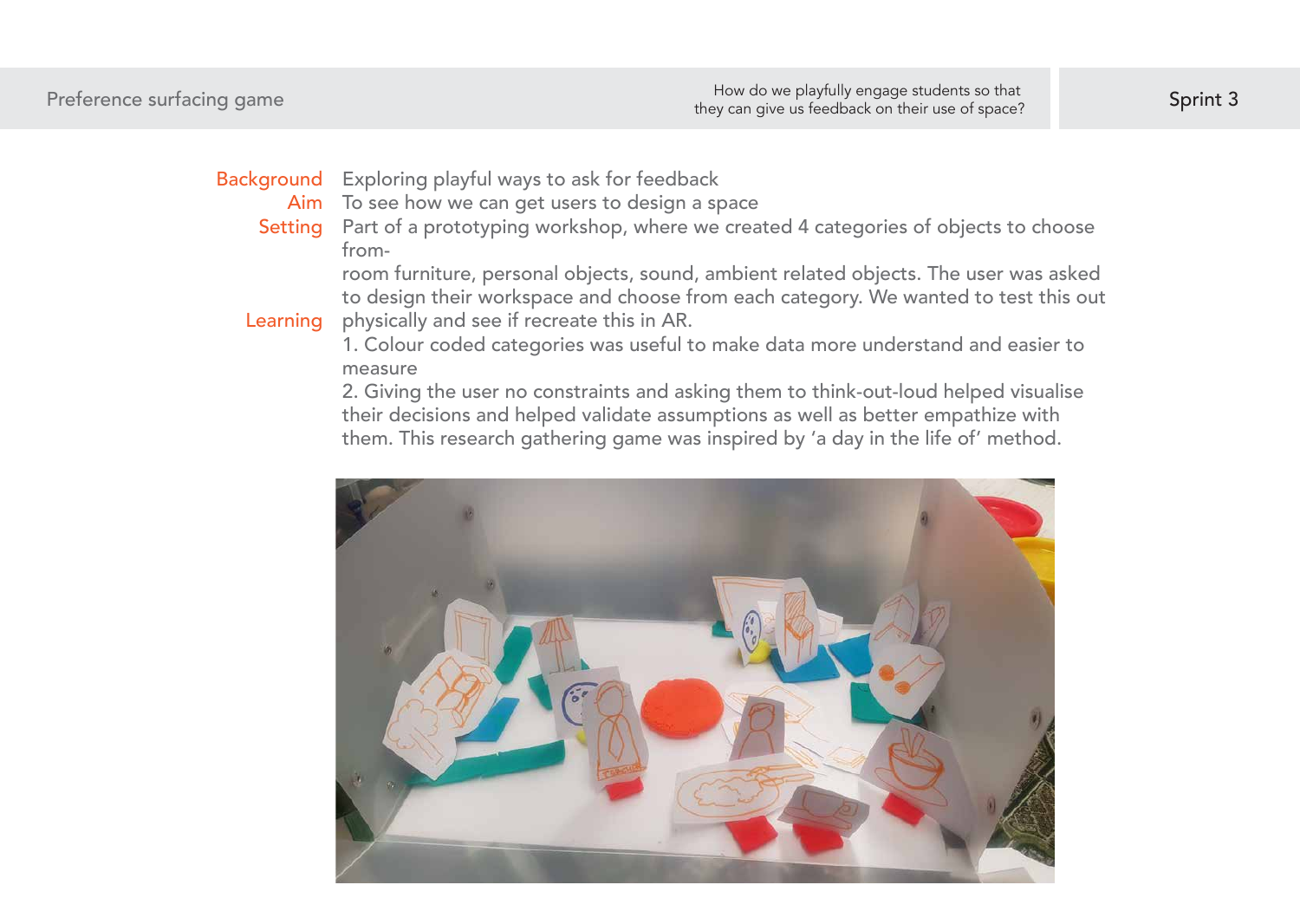# Preference surfacing game

How do we playfully engage students so that they can give us feedback on their use of space?

Sprint 3

**Background** Exploring playful ways to ask for feedback

**Aim** To see how we can get users to design a space

**Setting** Part of a prototyping workshop, where we created 4 categories of objects to choose from- room furniture, personal objects, sound, ambient related objects. The user was asked to design their workspace and choose from each category. We wanted to test this out physically and see if recreate this in AR.

**Learning**

1. Colour coded categories was useful to make data more understand and easier to measure
2. Giving the user no constraints and asking them to think-out-loud helped visualise their decisions and helped validate assumptions as well as better empathize with them. This research gathering game was inspired by 'a day in the life of' method.